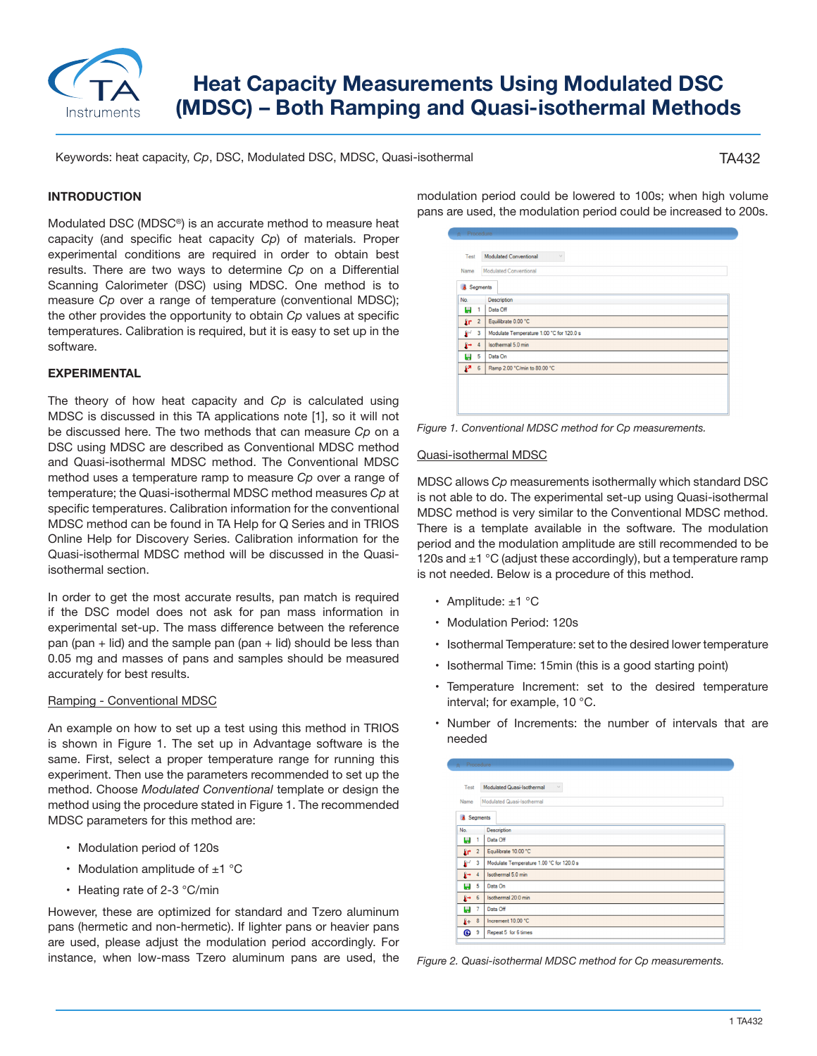# Heat Capacity Measurements Using Modulated DSC (MDSC) – Both Ramping and Quasi-isothermal Methods

Keywords: heat capacity, *Cp*, DSC, Modulated DSC, MDSC, Quasi-isothermal

TA432

## INTRODUCTION

Modulated DSC (MDSC®) is an accurate method to measure heat capacity (and specific heat capacity *Cp*) of materials. Proper experimental conditions are required in order to obtain best results. There are two ways to determine *Cp* on a Differential Scanning Calorimeter (DSC) using MDSC. One method is to measure *Cp* over a range of temperature (conventional MDSC); the other provides the opportunity to obtain *Cp* values at specific temperatures. Calibration is required, but it is easy to set up in the software.

## EXPERIMENTAL

The theory of how heat capacity and *Cp* is calculated using MDSC is discussed in this TA applications note [1], so it will not be discussed here. The two methods that can measure *Cp* on a DSC using MDSC are described as Conventional MDSC method and Quasi-isothermal MDSC method. The Conventional MDSC method uses a temperature ramp to measure *Cp* over a range of temperature; the Quasi-isothermal MDSC method measures *Cp* at specific temperatures. Calibration information for the conventional MDSC method can be found in TA Help for Q Series and in TRIOS Online Help for Discovery Series. Calibration information for the Quasi-isothermal MDSC method will be discussed in the Quasi-isothermal section.

In order to get the most accurate results, pan match is required if the DSC model does not ask for pan mass information in experimental set-up. The mass difference between the reference pan (pan + lid) and the sample pan (pan + lid) should be less than 0.05 mg and masses of pans and samples should be measured accurately for best results.

### Ramping - Conventional MDSC

An example on how to set up a test using this method in TRIOS is shown in Figure 1. The set up in Advantage software is the same. First, select a proper temperature range for running this experiment. Then use the parameters recommended to set up the method. Choose *Modulated Conventional* template or design the method using the procedure stated in Figure 1. The recommended MDSC parameters for this method are:

- Modulation period of 120s
- Modulation amplitude of ±1 °C
- Heating rate of 2-3 °C/min

However, these are optimized for standard and Tzero aluminum pans (hermetic and non-hermetic). If lighter pans or heavier pans are used, please adjust the modulation period accordingly. For instance, when low-mass Tzero aluminum pans are used, the modulation period could be lowered to 100s; when high volume pans are used, the modulation period could be increased to 200s.

Test: Modulated Conventional
Name: Modulated Conventional

Segments

| No. | Description |
|---|---|
| 1 | Data Off |
| 2 | Equilibrate 0.00 °C |
| 3 | Modulate Temperature 1.00 °C for 120.0 s |
| 4 | Isothermal 5.0 min |
| 5 | Data On |
| 6 | Ramp 2.00 °C/min to 80.00 °C |

*Figure 1. Conventional MDSC method for Cp measurements.*

### Quasi-isothermal MDSC

MDSC allows *Cp* measurements isothermally which standard DSC is not able to do. The experimental set-up using Quasi-isothermal MDSC method is very similar to the Conventional MDSC method. There is a template available in the software. The modulation period and the modulation amplitude are still recommended to be 120s and ±1 °C (adjust these accordingly), but a temperature ramp is not needed. Below is a procedure of this method.

- Amplitude: ±1 °C
- Modulation Period: 120s
- Isothermal Temperature: set to the desired lower temperature
- Isothermal Time: 15min (this is a good starting point)
- Temperature Increment: set to the desired temperature interval; for example, 10 °C.
- Number of Increments: the number of intervals that are needed

Test: Modulated Quasi-isothermal
Name: Modulated Quasi-isothermal

Segments

| No. | Description |
|---|---|
| 1 | Data Off |
| 2 | Equilibrate 10.00 °C |
| 3 | Modulate Temperature 1.00 °C for 120.0 s |
| 4 | Isothermal 5.0 min |
| 5 | Data On |
| 6 | Isothermal 20.0 min |
| 7 | Data Off |
| 8 | Increment 10.00 °C |
| 9 | Repeat 5 for 6 times |

*Figure 2. Quasi-isothermal MDSC method for Cp measurements.*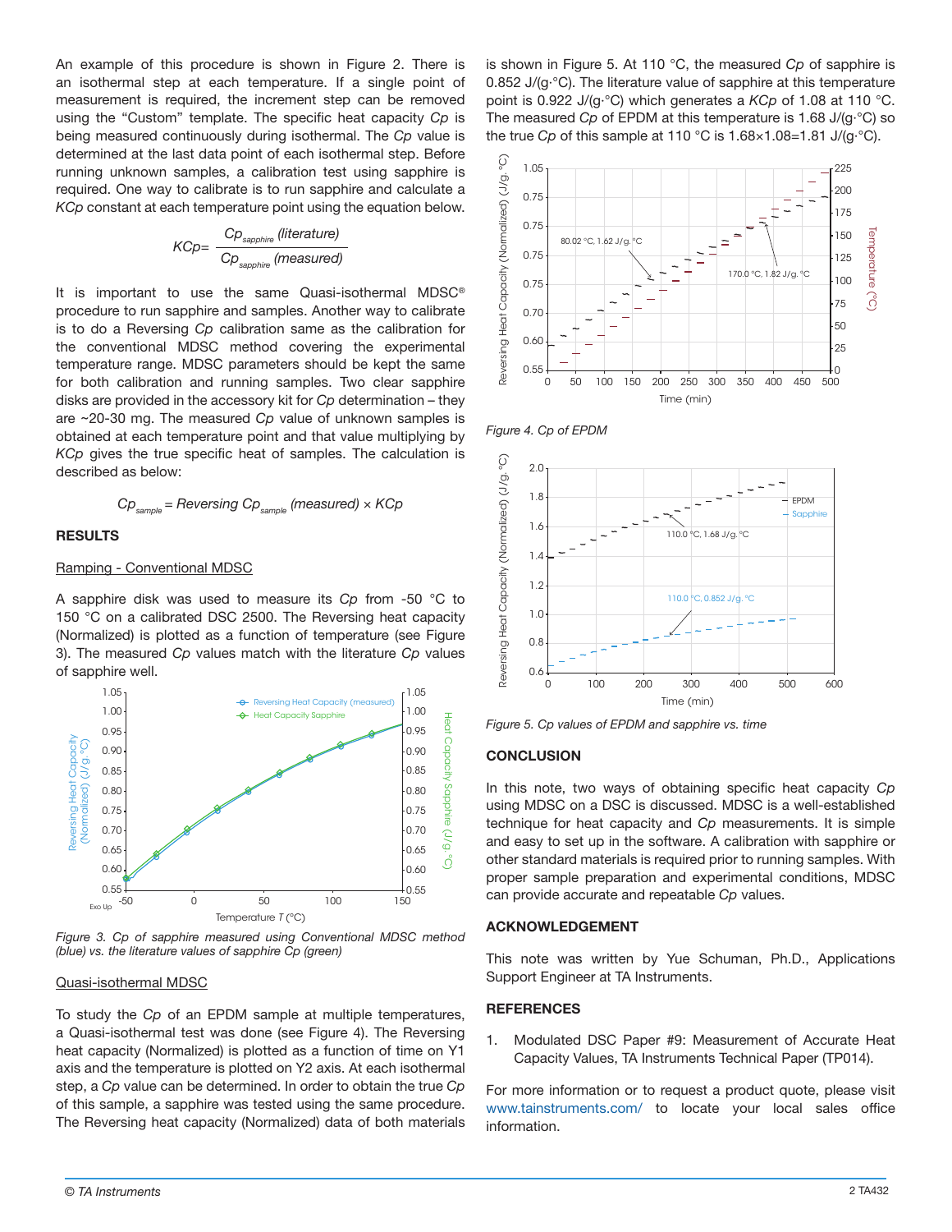An example of this procedure is shown in Figure 2. There is an isothermal step at each temperature. If a single point of measurement is required, the increment step can be removed using the "Custom" template. The specific heat capacity *Cp* is being measured continuously during isothermal. The *Cp* value is determined at the last data point of each isothermal step. Before running unknown samples, a calibration test using sapphire is required. One way to calibrate is to run sapphire and calculate a *KCp* constant at each temperature point using the equation below.

$$KCp = \frac{Cp_{sapphire}\ (literature)}{Cp_{sapphire}\ (measured)}$$

It is important to use the same Quasi-isothermal MDSC® procedure to run sapphire and samples. Another way to calibrate is to do a Reversing *Cp* calibration same as the calibration for the conventional MDSC method covering the experimental temperature range. MDSC parameters should be kept the same for both calibration and running samples. Two clear sapphire disks are provided in the accessory kit for *Cp* determination – they are ~20-30 mg. The measured *Cp* value of unknown samples is obtained at each temperature point and that value multiplying by *KCp* gives the true specific heat of samples. The calculation is described as below:

$$Cp_{sample} = Reversing\ Cp_{sample}\ (measured) \times KCp$$

## RESULTS

### Ramping - Conventional MDSC

A sapphire disk was used to measure its *Cp* from -50 °C to 150 °C on a calibrated DSC 2500. The Reversing heat capacity (Normalized) is plotted as a function of temperature (see Figure 3). The measured *Cp* values match with the literature *Cp* values of sapphire well.

Reversing Heat Capacity (measured)
Heat Capacity Sapphire
Reversing Heat Capacity (Normalized) (J/g.°C)
Heat Capacity Sapphire (J/g.°C)
Temperature *T* (°C)
Exo Up

Figure 3. Cp of sapphire measured using Conventional MDSC method (blue) vs. the literature values of sapphire Cp (green)

### Quasi-isothermal MDSC

To study the *Cp* of an EPDM sample at multiple temperatures, a Quasi-isothermal test was done (see Figure 4). The Reversing heat capacity (Normalized) is plotted as a function of time on Y1 axis and the temperature is plotted on Y2 axis. At each isothermal step, a *Cp* value can be determined. In order to obtain the true *Cp* of this sample, a sapphire was tested using the same procedure. The Reversing heat capacity (Normalized) data of both materials is shown in Figure 5. At 110 °C, the measured *Cp* of sapphire is 0.852 J/(g·°C). The literature value of sapphire at this temperature point is 0.922 J/(g·°C) which generates a *KCp* of 1.08 at 110 °C. The measured *Cp* of EPDM at this temperature is 1.68 J/(g·°C) so the true *Cp* of this sample at 110 °C is 1.68×1.08=1.81 J/(g·°C).

Reversing Heat Capacity (Normalized) (J/g. °C)
Temperature (°C)
Time (min)
80.02 °C, 1.62 J/g. °C
170.0 °C, 1.82 J/g. °C

Figure 4. Cp of EPDM

Reversing Heat Capacity (Normalized) (J/g. °C)
Time (min)
EPDM
Sapphire
110.0 °C, 1.68 J/g. °C
110.0 °C, 0.852 J/g. °C

Figure 5. Cp values of EPDM and sapphire vs. time

## CONCLUSION

In this note, two ways of obtaining specific heat capacity *Cp* using MDSC on a DSC is discussed. MDSC is a well-established technique for heat capacity and *Cp* measurements. It is simple and easy to set up in the software. A calibration with sapphire or other standard materials is required prior to running samples. With proper sample preparation and experimental conditions, MDSC can provide accurate and repeatable *Cp* values.

## ACKNOWLEDGEMENT

This note was written by Yue Schuman, Ph.D., Applications Support Engineer at TA Instruments.

## REFERENCES

1. Modulated DSC Paper #9: Measurement of Accurate Heat Capacity Values, TA Instruments Technical Paper (TP014).

For more information or to request a product quote, please visit www.tainstruments.com/ to locate your local sales office information.